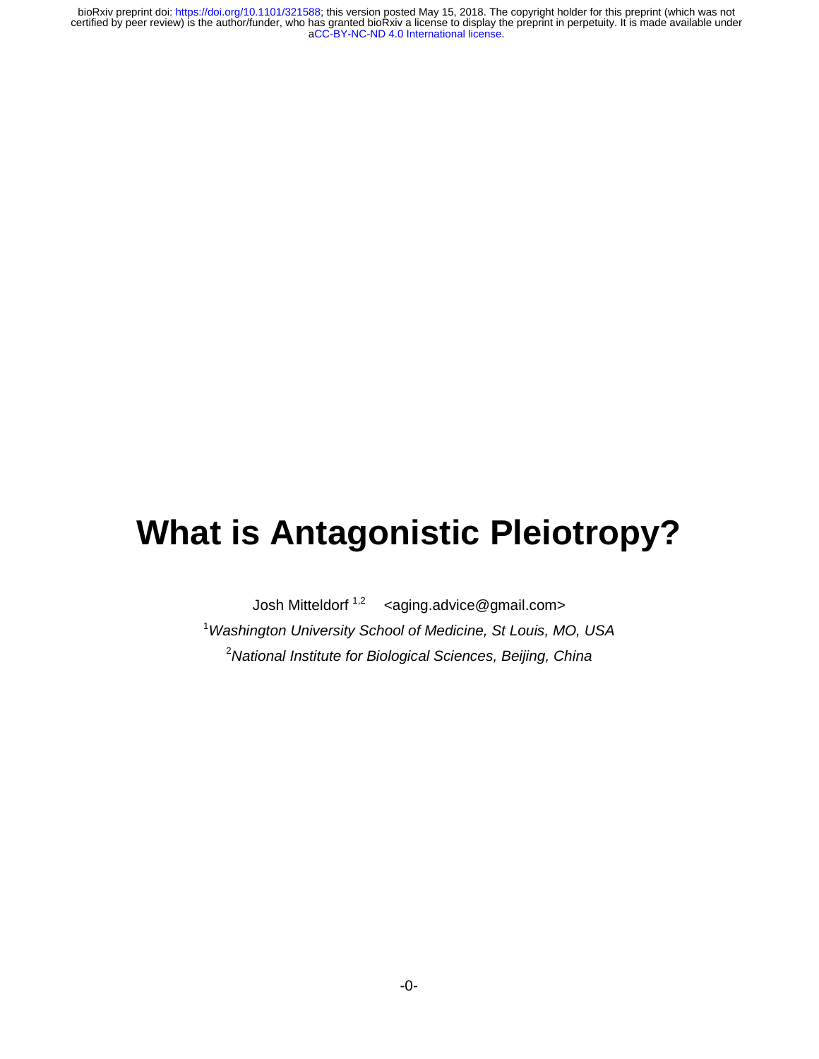# What is Antagonistic Pleiotropy?

Josh Mitteldorf [1,2] <aging.advice@gmail.com>

[1]*Washington University School of Medicine, St Louis, MO, USA*

[2]*National Institute for Biological Sciences, Beijing, China*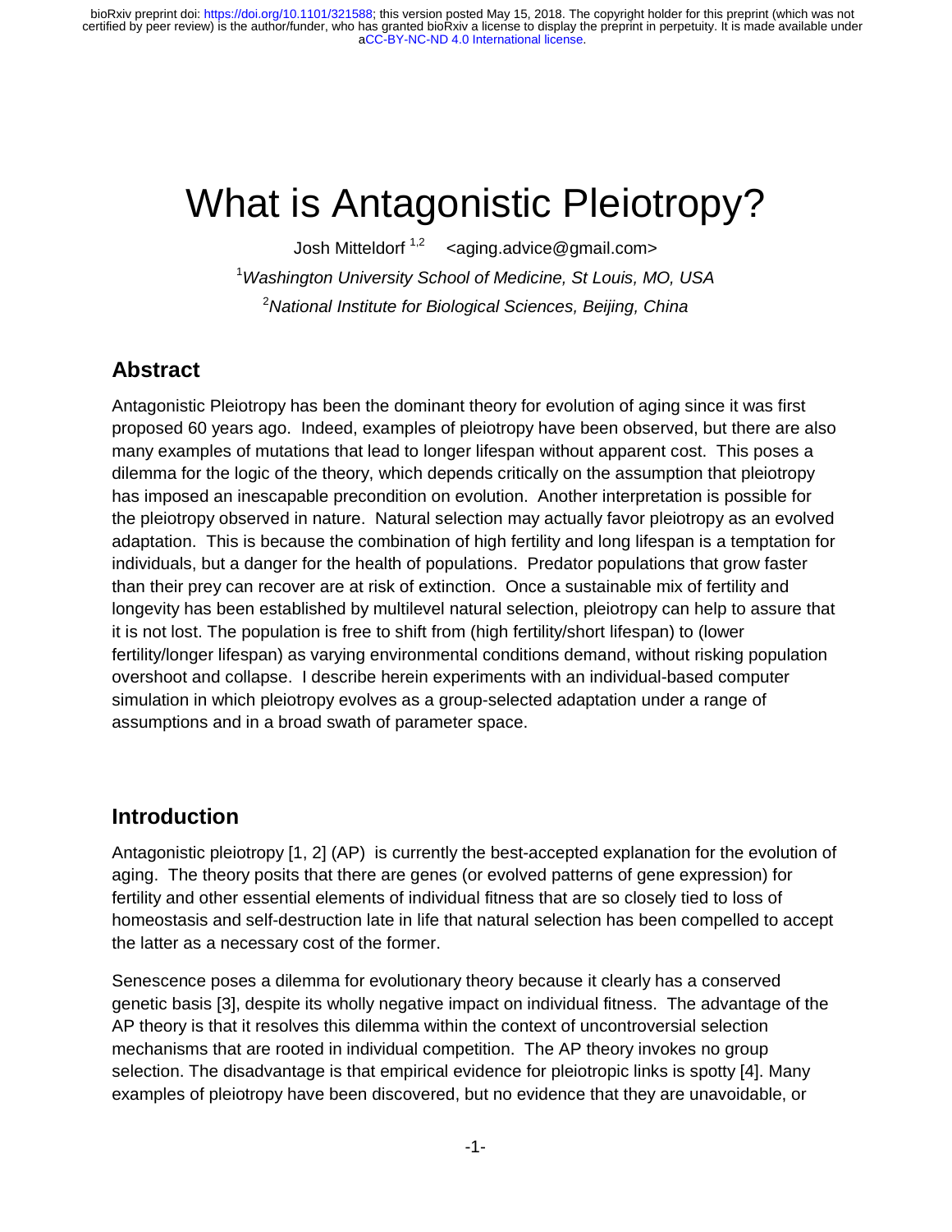# What is Antagonistic Pleiotropy?

Josh Mitteldorf [1,2] <aging.advice@gmail.com>

[1] *Washington University School of Medicine, St Louis, MO, USA*

[2] *National Institute for Biological Sciences, Beijing, China*

## Abstract

Antagonistic Pleiotropy has been the dominant theory for evolution of aging since it was first proposed 60 years ago. Indeed, examples of pleiotropy have been observed, but there are also many examples of mutations that lead to longer lifespan without apparent cost. This poses a dilemma for the logic of the theory, which depends critically on the assumption that pleiotropy has imposed an inescapable precondition on evolution. Another interpretation is possible for the pleiotropy observed in nature. Natural selection may actually favor pleiotropy as an evolved adaptation. This is because the combination of high fertility and long lifespan is a temptation for individuals, but a danger for the health of populations. Predator populations that grow faster than their prey can recover are at risk of extinction. Once a sustainable mix of fertility and longevity has been established by multilevel natural selection, pleiotropy can help to assure that it is not lost. The population is free to shift from (high fertility/short lifespan) to (lower fertility/longer lifespan) as varying environmental conditions demand, without risking population overshoot and collapse. I describe herein experiments with an individual-based computer simulation in which pleiotropy evolves as a group-selected adaptation under a range of assumptions and in a broad swath of parameter space.

## Introduction

Antagonistic pleiotropy [1, 2] (AP) is currently the best-accepted explanation for the evolution of aging. The theory posits that there are genes (or evolved patterns of gene expression) for fertility and other essential elements of individual fitness that are so closely tied to loss of homeostasis and self-destruction late in life that natural selection has been compelled to accept the latter as a necessary cost of the former.

Senescence poses a dilemma for evolutionary theory because it clearly has a conserved genetic basis [3], despite its wholly negative impact on individual fitness. The advantage of the AP theory is that it resolves this dilemma within the context of uncontroversial selection mechanisms that are rooted in individual competition. The AP theory invokes no group selection. The disadvantage is that empirical evidence for pleiotropic links is spotty [4]. Many examples of pleiotropy have been discovered, but no evidence that they are unavoidable, or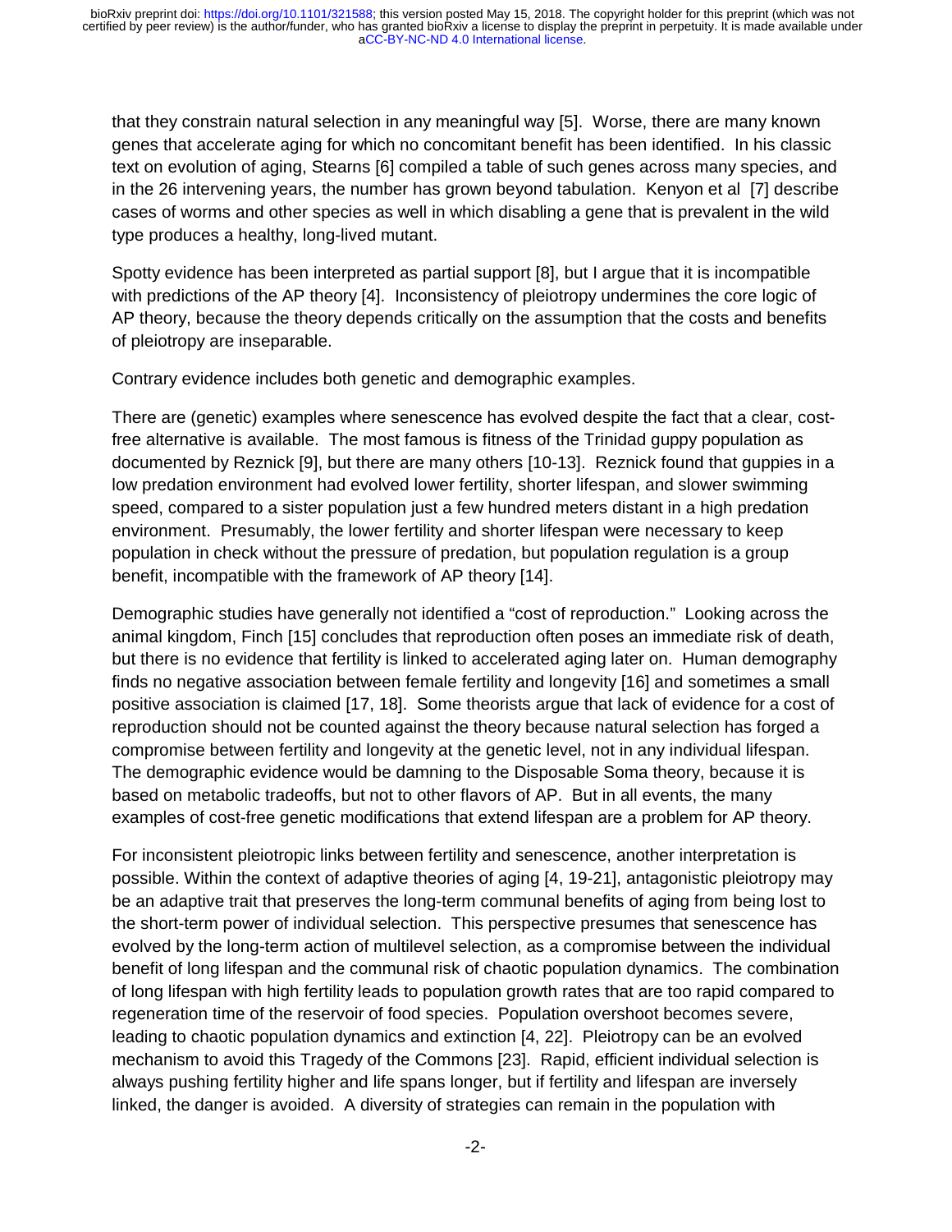that they constrain natural selection in any meaningful way [5]. Worse, there are many known genes that accelerate aging for which no concomitant benefit has been identified. In his classic text on evolution of aging, Stearns [6] compiled a table of such genes across many species, and in the 26 intervening years, the number has grown beyond tabulation. Kenyon et al [7] describe cases of worms and other species as well in which disabling a gene that is prevalent in the wild type produces a healthy, long-lived mutant.

Spotty evidence has been interpreted as partial support [8], but I argue that it is incompatible with predictions of the AP theory [4]. Inconsistency of pleiotropy undermines the core logic of AP theory, because the theory depends critically on the assumption that the costs and benefits of pleiotropy are inseparable.

Contrary evidence includes both genetic and demographic examples.

There are (genetic) examples where senescence has evolved despite the fact that a clear, cost-free alternative is available. The most famous is fitness of the Trinidad guppy population as documented by Reznick [9], but there are many others [10-13]. Reznick found that guppies in a low predation environment had evolved lower fertility, shorter lifespan, and slower swimming speed, compared to a sister population just a few hundred meters distant in a high predation environment. Presumably, the lower fertility and shorter lifespan were necessary to keep population in check without the pressure of predation, but population regulation is a group benefit, incompatible with the framework of AP theory [14].

Demographic studies have generally not identified a "cost of reproduction." Looking across the animal kingdom, Finch [15] concludes that reproduction often poses an immediate risk of death, but there is no evidence that fertility is linked to accelerated aging later on. Human demography finds no negative association between female fertility and longevity [16] and sometimes a small positive association is claimed [17, 18]. Some theorists argue that lack of evidence for a cost of reproduction should not be counted against the theory because natural selection has forged a compromise between fertility and longevity at the genetic level, not in any individual lifespan. The demographic evidence would be damning to the Disposable Soma theory, because it is based on metabolic tradeoffs, but not to other flavors of AP. But in all events, the many examples of cost-free genetic modifications that extend lifespan are a problem for AP theory.

For inconsistent pleiotropic links between fertility and senescence, another interpretation is possible. Within the context of adaptive theories of aging [4, 19-21], antagonistic pleiotropy may be an adaptive trait that preserves the long-term communal benefits of aging from being lost to the short-term power of individual selection. This perspective presumes that senescence has evolved by the long-term action of multilevel selection, as a compromise between the individual benefit of long lifespan and the communal risk of chaotic population dynamics. The combination of long lifespan with high fertility leads to population growth rates that are too rapid compared to regeneration time of the reservoir of food species. Population overshoot becomes severe, leading to chaotic population dynamics and extinction [4, 22]. Pleiotropy can be an evolved mechanism to avoid this Tragedy of the Commons [23]. Rapid, efficient individual selection is always pushing fertility higher and life spans longer, but if fertility and lifespan are inversely linked, the danger is avoided. A diversity of strategies can remain in the population with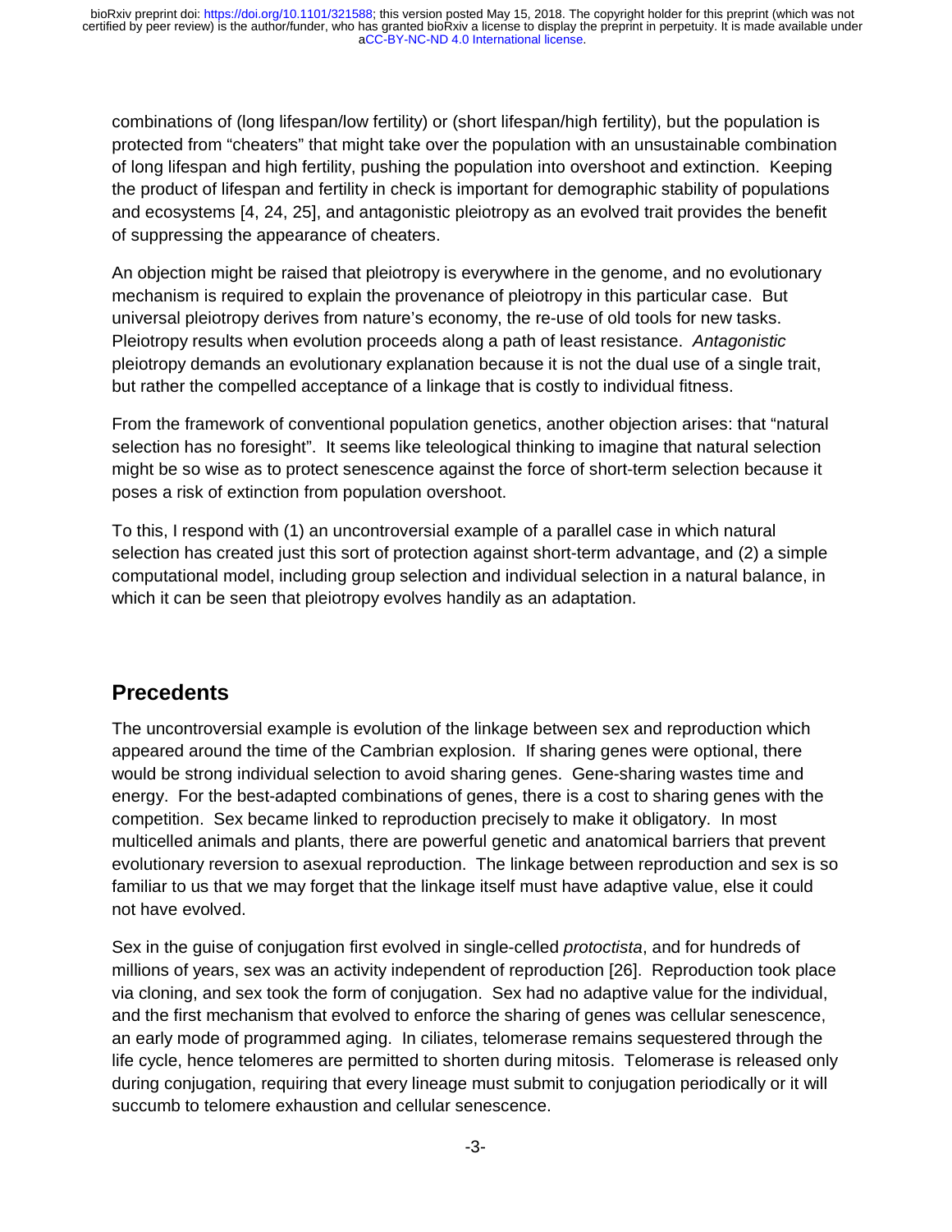combinations of (long lifespan/low fertility) or (short lifespan/high fertility), but the population is protected from "cheaters" that might take over the population with an unsustainable combination of long lifespan and high fertility, pushing the population into overshoot and extinction. Keeping the product of lifespan and fertility in check is important for demographic stability of populations and ecosystems [4, 24, 25], and antagonistic pleiotropy as an evolved trait provides the benefit of suppressing the appearance of cheaters.

An objection might be raised that pleiotropy is everywhere in the genome, and no evolutionary mechanism is required to explain the provenance of pleiotropy in this particular case. But universal pleiotropy derives from nature's economy, the re-use of old tools for new tasks. Pleiotropy results when evolution proceeds along a path of least resistance. *Antagonistic* pleiotropy demands an evolutionary explanation because it is not the dual use of a single trait, but rather the compelled acceptance of a linkage that is costly to individual fitness.

From the framework of conventional population genetics, another objection arises: that "natural selection has no foresight". It seems like teleological thinking to imagine that natural selection might be so wise as to protect senescence against the force of short-term selection because it poses a risk of extinction from population overshoot.

To this, I respond with (1) an uncontroversial example of a parallel case in which natural selection has created just this sort of protection against short-term advantage, and (2) a simple computational model, including group selection and individual selection in a natural balance, in which it can be seen that pleiotropy evolves handily as an adaptation.

## Precedents

The uncontroversial example is evolution of the linkage between sex and reproduction which appeared around the time of the Cambrian explosion. If sharing genes were optional, there would be strong individual selection to avoid sharing genes. Gene-sharing wastes time and energy. For the best-adapted combinations of genes, there is a cost to sharing genes with the competition. Sex became linked to reproduction precisely to make it obligatory. In most multicelled animals and plants, there are powerful genetic and anatomical barriers that prevent evolutionary reversion to asexual reproduction. The linkage between reproduction and sex is so familiar to us that we may forget that the linkage itself must have adaptive value, else it could not have evolved.

Sex in the guise of conjugation first evolved in single-celled *protoctista*, and for hundreds of millions of years, sex was an activity independent of reproduction [26]. Reproduction took place via cloning, and sex took the form of conjugation. Sex had no adaptive value for the individual, and the first mechanism that evolved to enforce the sharing of genes was cellular senescence, an early mode of programmed aging. In ciliates, telomerase remains sequestered through the life cycle, hence telomeres are permitted to shorten during mitosis. Telomerase is released only during conjugation, requiring that every lineage must submit to conjugation periodically or it will succumb to telomere exhaustion and cellular senescence.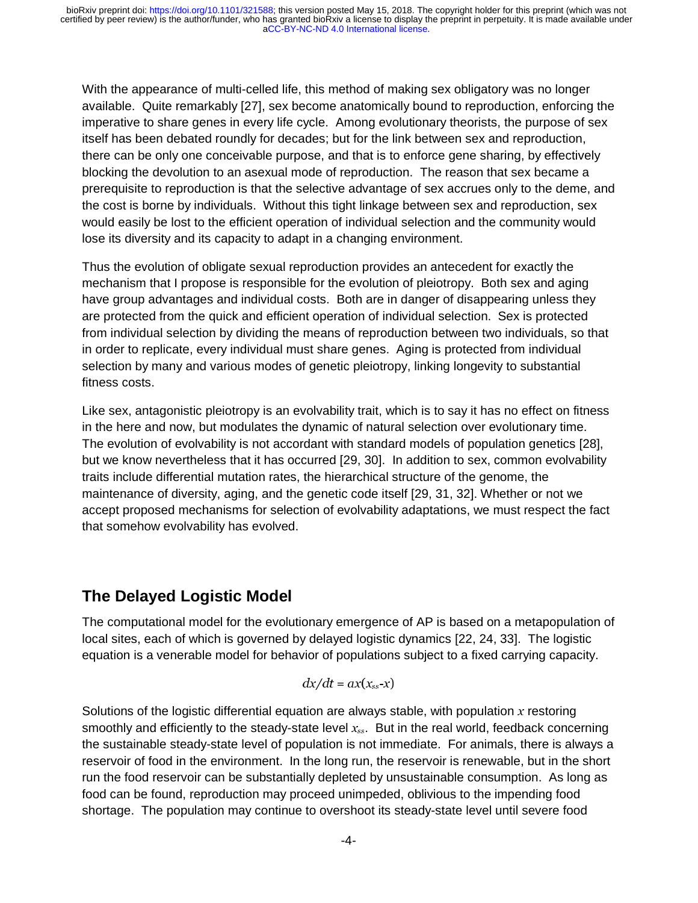With the appearance of multi-celled life, this method of making sex obligatory was no longer available. Quite remarkably [27], sex become anatomically bound to reproduction, enforcing the imperative to share genes in every life cycle. Among evolutionary theorists, the purpose of sex itself has been debated roundly for decades; but for the link between sex and reproduction, there can be only one conceivable purpose, and that is to enforce gene sharing, by effectively blocking the devolution to an asexual mode of reproduction. The reason that sex became a prerequisite to reproduction is that the selective advantage of sex accrues only to the deme, and the cost is borne by individuals. Without this tight linkage between sex and reproduction, sex would easily be lost to the efficient operation of individual selection and the community would lose its diversity and its capacity to adapt in a changing environment.

Thus the evolution of obligate sexual reproduction provides an antecedent for exactly the mechanism that I propose is responsible for the evolution of pleiotropy. Both sex and aging have group advantages and individual costs. Both are in danger of disappearing unless they are protected from the quick and efficient operation of individual selection. Sex is protected from individual selection by dividing the means of reproduction between two individuals, so that in order to replicate, every individual must share genes. Aging is protected from individual selection by many and various modes of genetic pleiotropy, linking longevity to substantial fitness costs.

Like sex, antagonistic pleiotropy is an evolvability trait, which is to say it has no effect on fitness in the here and now, but modulates the dynamic of natural selection over evolutionary time. The evolution of evolvability is not accordant with standard models of population genetics [28], but we know nevertheless that it has occurred [29, 30]. In addition to sex, common evolvability traits include differential mutation rates, the hierarchical structure of the genome, the maintenance of diversity, aging, and the genetic code itself [29, 31, 32]. Whether or not we accept proposed mechanisms for selection of evolvability adaptations, we must respect the fact that somehow evolvability has evolved.

## The Delayed Logistic Model

The computational model for the evolutionary emergence of AP is based on a metapopulation of local sites, each of which is governed by delayed logistic dynamics [22, 24, 33]. The logistic equation is a venerable model for behavior of populations subject to a fixed carrying capacity.

$$dx/dt = ax(x_{ss}-x)$$

Solutions of the logistic differential equation are always stable, with population $x$ restoring smoothly and efficiently to the steady-state level $x_{ss}$. But in the real world, feedback concerning the sustainable steady-state level of population is not immediate. For animals, there is always a reservoir of food in the environment. In the long run, the reservoir is renewable, but in the short run the food reservoir can be substantially depleted by unsustainable consumption. As long as food can be found, reproduction may proceed unimpeded, oblivious to the impending food shortage. The population may continue to overshoot its steady-state level until severe food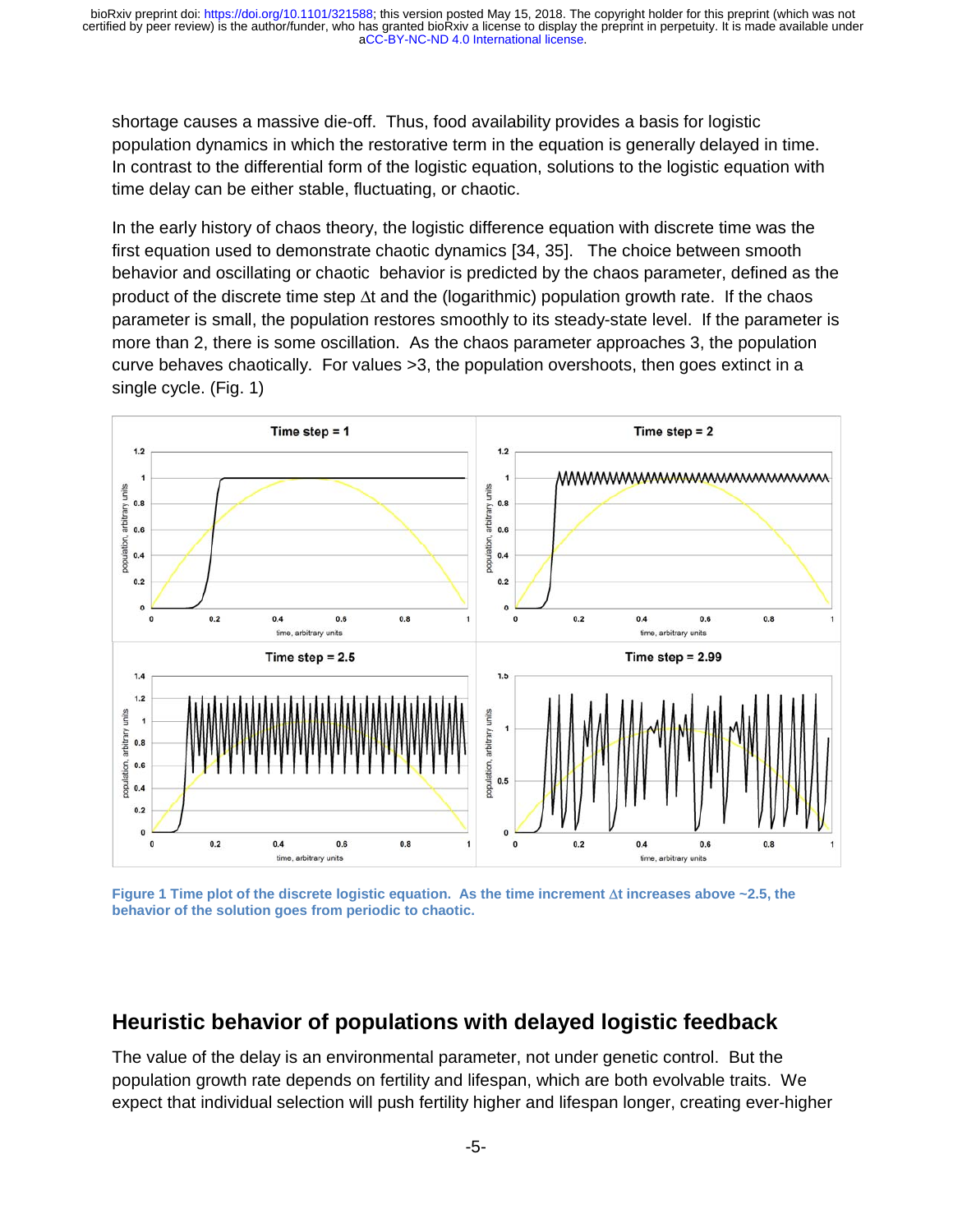shortage causes a massive die-off. Thus, food availability provides a basis for logistic population dynamics in which the restorative term in the equation is generally delayed in time. In contrast to the differential form of the logistic equation, solutions to the logistic equation with time delay can be either stable, fluctuating, or chaotic.

In the early history of chaos theory, the logistic difference equation with discrete time was the first equation used to demonstrate chaotic dynamics [34, 35]. The choice between smooth behavior and oscillating or chaotic behavior is predicted by the chaos parameter, defined as the product of the discrete time step $\Delta t$ and the (logarithmic) population growth rate. If the chaos parameter is small, the population restores smoothly to its steady-state level. If the parameter is more than 2, there is some oscillation. As the chaos parameter approaches 3, the population curve behaves chaotically. For values >3, the population overshoots, then goes extinct in a single cycle. (Fig. 1)

**Figure 1 Time plot of the discrete logistic equation. As the time increment $\Delta t$ increases above ~2.5, the behavior of the solution goes from periodic to chaotic.**

## Heuristic behavior of populations with delayed logistic feedback

The value of the delay is an environmental parameter, not under genetic control. But the population growth rate depends on fertility and lifespan, which are both evolvable traits. We expect that individual selection will push fertility higher and lifespan longer, creating ever-higher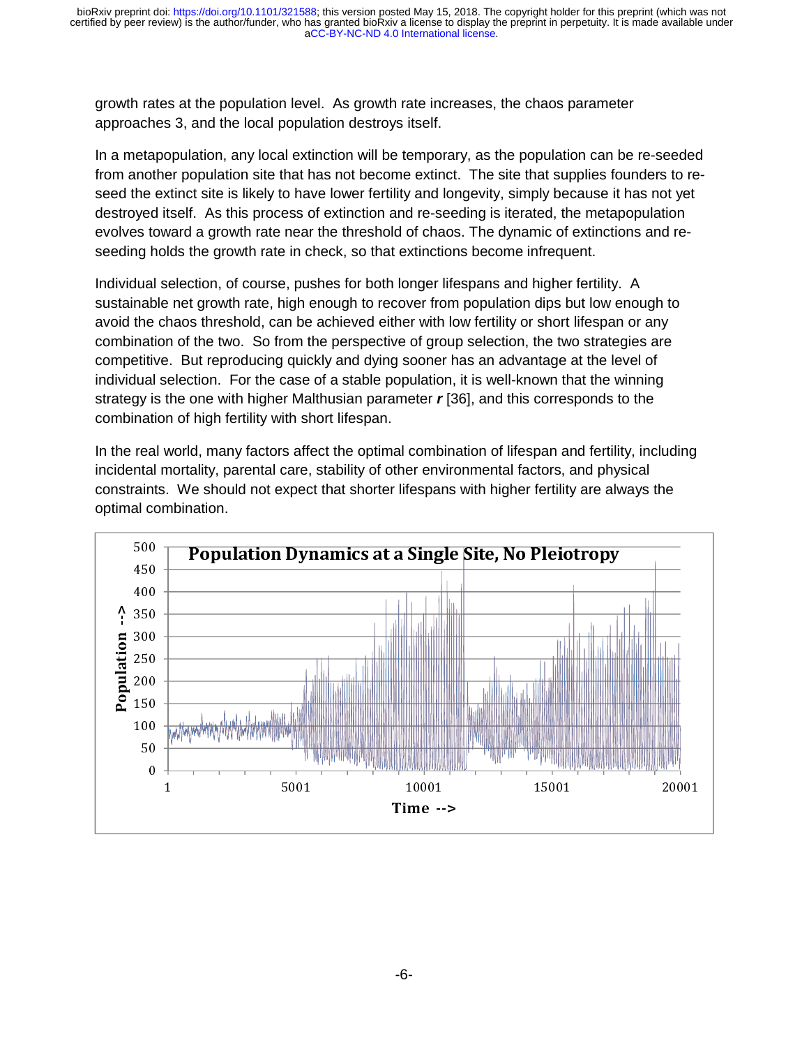growth rates at the population level. As growth rate increases, the chaos parameter approaches 3, and the local population destroys itself.

In a metapopulation, any local extinction will be temporary, as the population can be re-seeded from another population site that has not become extinct. The site that supplies founders to re-seed the extinct site is likely to have lower fertility and longevity, simply because it has not yet destroyed itself. As this process of extinction and re-seeding is iterated, the metapopulation evolves toward a growth rate near the threshold of chaos. The dynamic of extinctions and re-seeding holds the growth rate in check, so that extinctions become infrequent.

Individual selection, of course, pushes for both longer lifespans and higher fertility. A sustainable net growth rate, high enough to recover from population dips but low enough to avoid the chaos threshold, can be achieved either with low fertility or short lifespan or any combination of the two. So from the perspective of group selection, the two strategies are competitive. But reproducing quickly and dying sooner has an advantage at the level of individual selection. For the case of a stable population, it is well-known that the winning strategy is the one with higher Malthusian parameter ***r*** [36], and this corresponds to the combination of high fertility with short lifespan.

In the real world, many factors affect the optimal combination of lifespan and fertility, including incidental mortality, parental care, stability of other environmental factors, and physical constraints. We should not expect that shorter lifespans with higher fertility are always the optimal combination.

**Population Dynamics at a Single Site, No Pleiotropy**

Population --> (0–500) vs. Time --> (1–20001)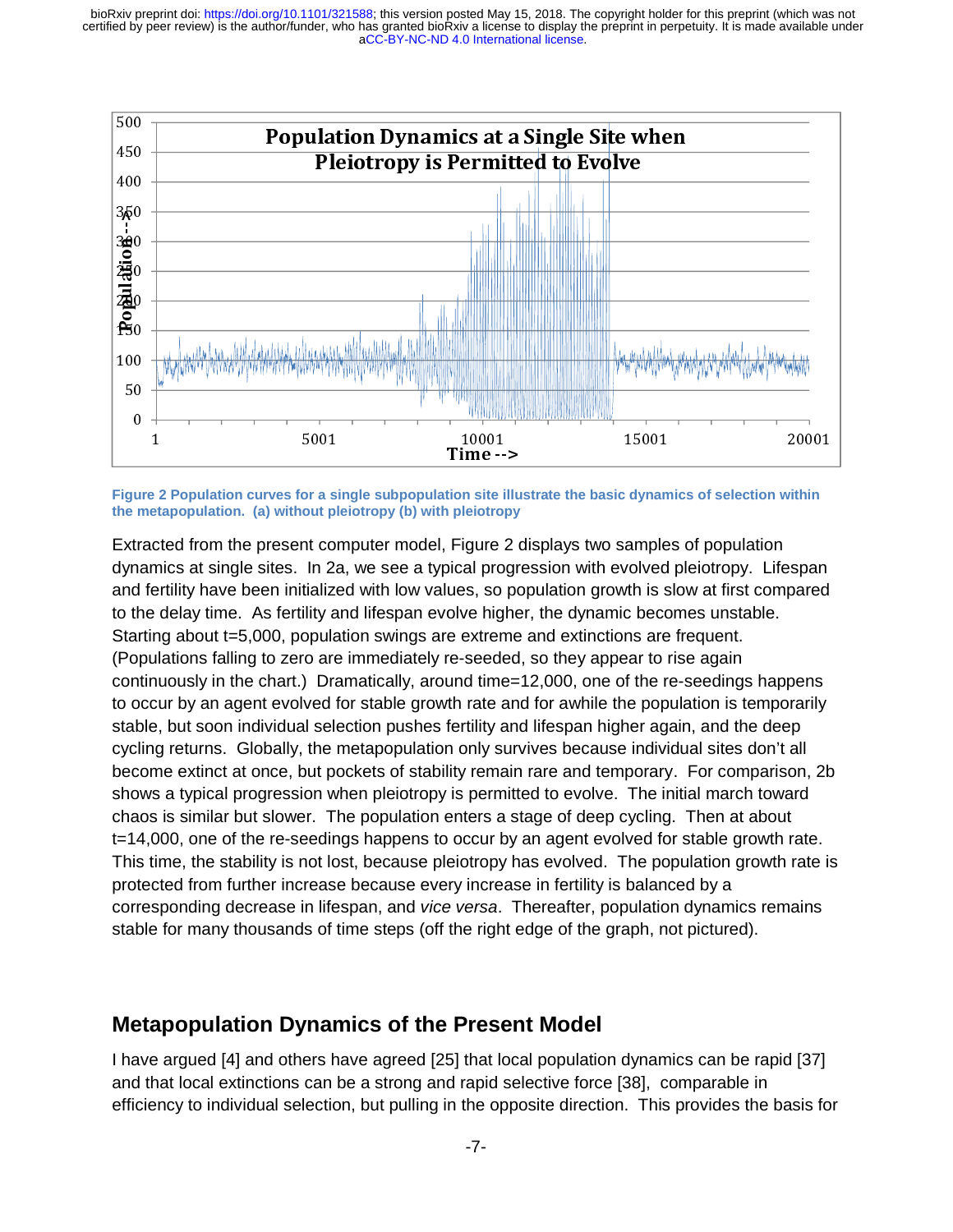Figure 2 Population curves for a single subpopulation site illustrate the basic dynamics of selection within the metapopulation. (a) without pleiotropy (b) with pleiotropy

Extracted from the present computer model, Figure 2 displays two samples of population dynamics at single sites. In 2a, we see a typical progression with evolved pleiotropy. Lifespan and fertility have been initialized with low values, so population growth is slow at first compared to the delay time. As fertility and lifespan evolve higher, the dynamic becomes unstable. Starting about t=5,000, population swings are extreme and extinctions are frequent. (Populations falling to zero are immediately re-seeded, so they appear to rise again continuously in the chart.) Dramatically, around time=12,000, one of the re-seedings happens to occur by an agent evolved for stable growth rate and for awhile the population is temporarily stable, but soon individual selection pushes fertility and lifespan higher again, and the deep cycling returns. Globally, the metapopulation only survives because individual sites don't all become extinct at once, but pockets of stability remain rare and temporary. For comparison, 2b shows a typical progression when pleiotropy is permitted to evolve. The initial march toward chaos is similar but slower. The population enters a stage of deep cycling. Then at about t=14,000, one of the re-seedings happens to occur by an agent evolved for stable growth rate. This time, the stability is not lost, because pleiotropy has evolved. The population growth rate is protected from further increase because every increase in fertility is balanced by a corresponding decrease in lifespan, and *vice versa*. Thereafter, population dynamics remains stable for many thousands of time steps (off the right edge of the graph, not pictured).

## Metapopulation Dynamics of the Present Model

I have argued [4] and others have agreed [25] that local population dynamics can be rapid [37] and that local extinctions can be a strong and rapid selective force [38], comparable in efficiency to individual selection, but pulling in the opposite direction. This provides the basis for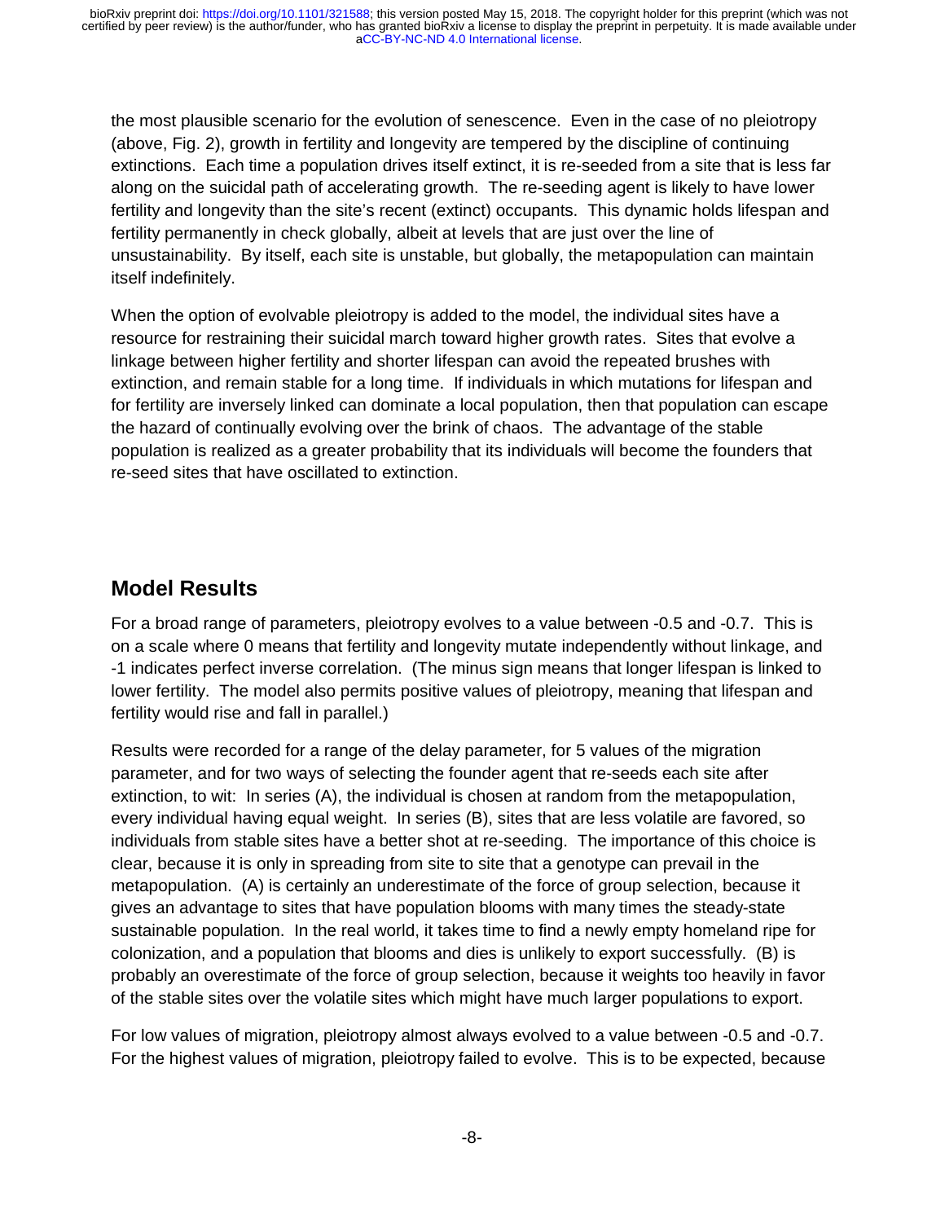the most plausible scenario for the evolution of senescence. Even in the case of no pleiotropy (above, Fig. 2), growth in fertility and longevity are tempered by the discipline of continuing extinctions. Each time a population drives itself extinct, it is re-seeded from a site that is less far along on the suicidal path of accelerating growth. The re-seeding agent is likely to have lower fertility and longevity than the site's recent (extinct) occupants. This dynamic holds lifespan and fertility permanently in check globally, albeit at levels that are just over the line of unsustainability. By itself, each site is unstable, but globally, the metapopulation can maintain itself indefinitely.

When the option of evolvable pleiotropy is added to the model, the individual sites have a resource for restraining their suicidal march toward higher growth rates. Sites that evolve a linkage between higher fertility and shorter lifespan can avoid the repeated brushes with extinction, and remain stable for a long time. If individuals in which mutations for lifespan and for fertility are inversely linked can dominate a local population, then that population can escape the hazard of continually evolving over the brink of chaos. The advantage of the stable population is realized as a greater probability that its individuals will become the founders that re-seed sites that have oscillated to extinction.

## Model Results

For a broad range of parameters, pleiotropy evolves to a value between -0.5 and -0.7. This is on a scale where 0 means that fertility and longevity mutate independently without linkage, and -1 indicates perfect inverse correlation. (The minus sign means that longer lifespan is linked to lower fertility. The model also permits positive values of pleiotropy, meaning that lifespan and fertility would rise and fall in parallel.)

Results were recorded for a range of the delay parameter, for 5 values of the migration parameter, and for two ways of selecting the founder agent that re-seeds each site after extinction, to wit: In series (A), the individual is chosen at random from the metapopulation, every individual having equal weight. In series (B), sites that are less volatile are favored, so individuals from stable sites have a better shot at re-seeding. The importance of this choice is clear, because it is only in spreading from site to site that a genotype can prevail in the metapopulation. (A) is certainly an underestimate of the force of group selection, because it gives an advantage to sites that have population blooms with many times the steady-state sustainable population. In the real world, it takes time to find a newly empty homeland ripe for colonization, and a population that blooms and dies is unlikely to export successfully. (B) is probably an overestimate of the force of group selection, because it weights too heavily in favor of the stable sites over the volatile sites which might have much larger populations to export.

For low values of migration, pleiotropy almost always evolved to a value between -0.5 and -0.7. For the highest values of migration, pleiotropy failed to evolve. This is to be expected, because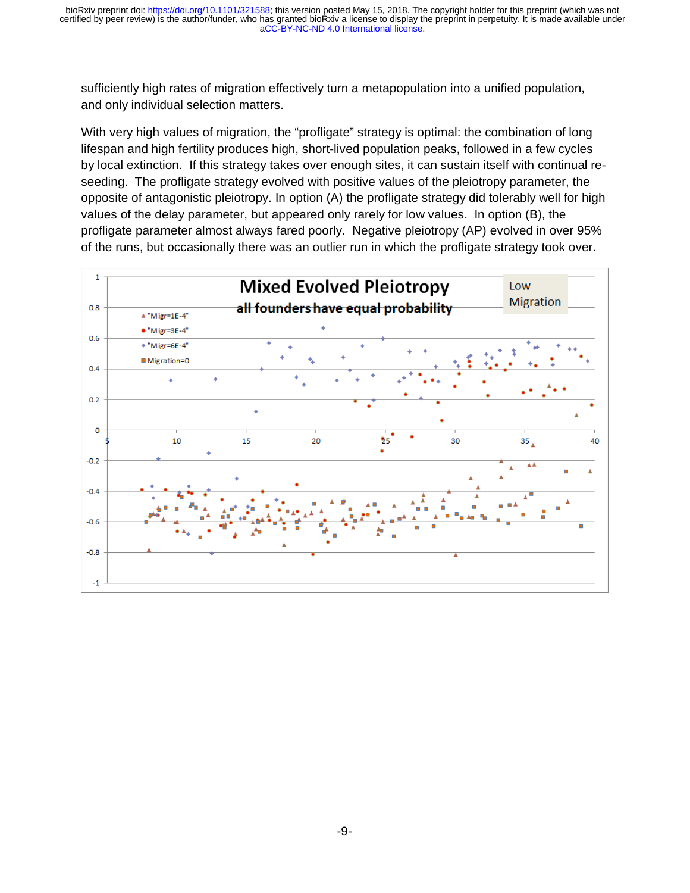sufficiently high rates of migration effectively turn a metapopulation into a unified population, and only individual selection matters.

With very high values of migration, the "profligate" strategy is optimal: the combination of long lifespan and high fertility produces high, short-lived population peaks, followed in a few cycles by local extinction. If this strategy takes over enough sites, it can sustain itself with continual re-seeding. The profligate strategy evolved with positive values of the pleiotropy parameter, the opposite of antagonistic pleiotropy. In option (A) the profligate strategy did tolerably well for high values of the delay parameter, but appeared only rarely for low values. In option (B), the profligate parameter almost always fared poorly. Negative pleiotropy (AP) evolved in over 95% of the runs, but occasionally there was an outlier run in which the profligate strategy took over.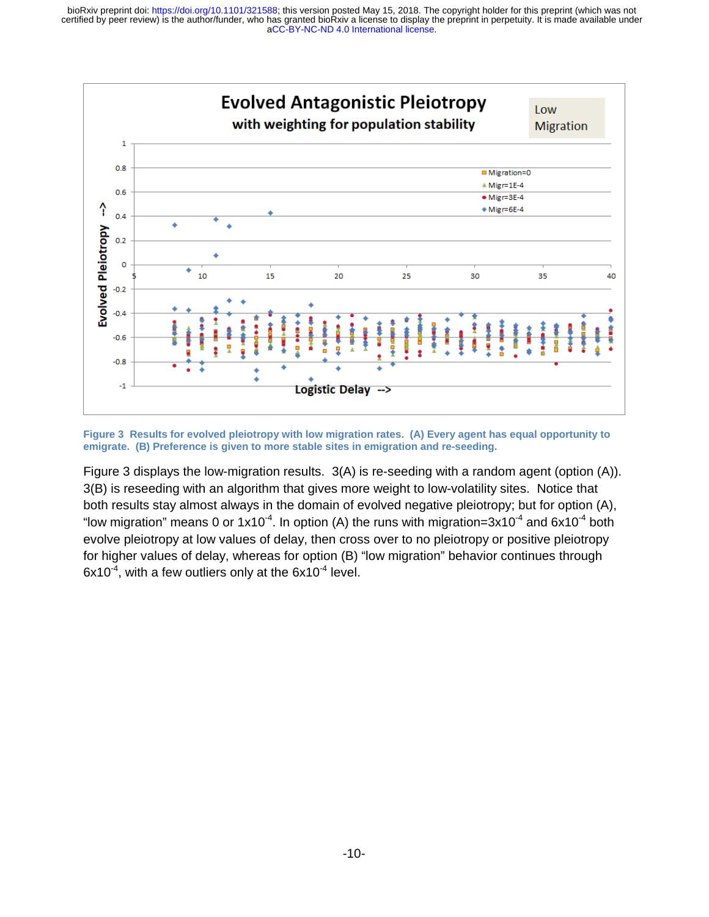Figure 3 Results for evolved pleiotropy with low migration rates. (A) Every agent has equal opportunity to emigrate. (B) Preference is given to more stable sites in emigration and re-seeding.

Figure 3 displays the low-migration results. 3(A) is re-seeding with a random agent (option (A)). 3(B) is reseeding with an algorithm that gives more weight to low-volatility sites. Notice that both results stay almost always in the domain of evolved negative pleiotropy; but for option (A), "low migration" means 0 or $1x10^{-4}$. In option (A) the runs with migration=$3x10^{-4}$ and $6x10^{-4}$ both evolve pleiotropy at low values of delay, then cross over to no pleiotropy or positive pleiotropy for higher values of delay, whereas for option (B) "low migration" behavior continues through $6x10^{-4}$, with a few outliers only at the $6x10^{-4}$ level.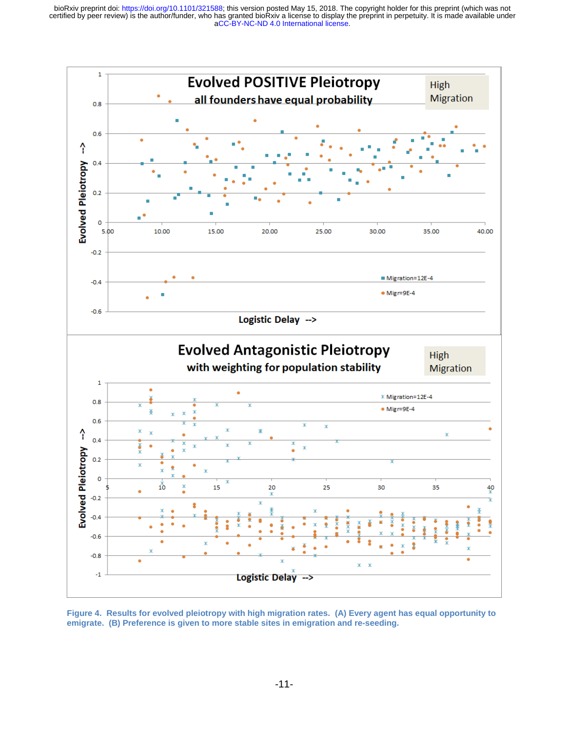**Figure 4. Results for evolved pleiotropy with high migration rates. (A) Every agent has equal opportunity to emigrate. (B) Preference is given to more stable sites in emigration and re-seeding.**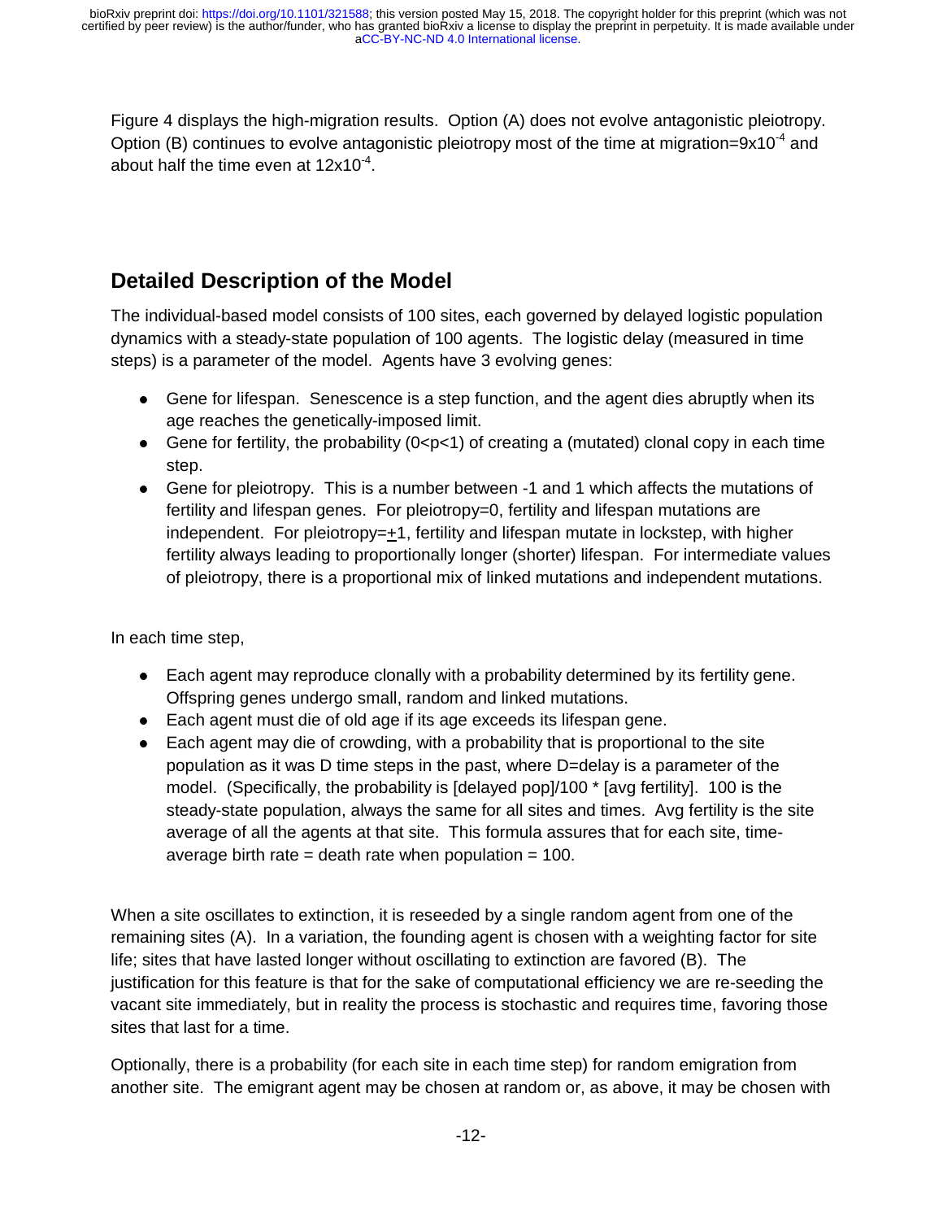Figure 4 displays the high-migration results. Option (A) does not evolve antagonistic pleiotropy. Option (B) continues to evolve antagonistic pleiotropy most of the time at migration=$9 \times 10^{-4}$ and about half the time even at $12 \times 10^{-4}$.

## Detailed Description of the Model

The individual-based model consists of 100 sites, each governed by delayed logistic population dynamics with a steady-state population of 100 agents. The logistic delay (measured in time steps) is a parameter of the model. Agents have 3 evolving genes:

- Gene for lifespan. Senescence is a step function, and the agent dies abruptly when its age reaches the genetically-imposed limit.
- Gene for fertility, the probability ($0<p<1$) of creating a (mutated) clonal copy in each time step.
- Gene for pleiotropy. This is a number between -1 and 1 which affects the mutations of fertility and lifespan genes. For pleiotropy=0, fertility and lifespan mutations are independent. For pleiotropy=$\pm$1, fertility and lifespan mutate in lockstep, with higher fertility always leading to proportionally longer (shorter) lifespan. For intermediate values of pleiotropy, there is a proportional mix of linked mutations and independent mutations.

In each time step,

- Each agent may reproduce clonally with a probability determined by its fertility gene. Offspring genes undergo small, random and linked mutations.
- Each agent must die of old age if its age exceeds its lifespan gene.
- Each agent may die of crowding, with a probability that is proportional to the site population as it was D time steps in the past, where D=delay is a parameter of the model. (Specifically, the probability is [delayed pop]/100 * [avg fertility]. 100 is the steady-state population, always the same for all sites and times. Avg fertility is the site average of all the agents at that site. This formula assures that for each site, time-average birth rate = death rate when population = 100.

When a site oscillates to extinction, it is reseeded by a single random agent from one of the remaining sites (A). In a variation, the founding agent is chosen with a weighting factor for site life; sites that have lasted longer without oscillating to extinction are favored (B). The justification for this feature is that for the sake of computational efficiency we are re-seeding the vacant site immediately, but in reality the process is stochastic and requires time, favoring those sites that last for a time.

Optionally, there is a probability (for each site in each time step) for random emigration from another site. The emigrant agent may be chosen at random or, as above, it may be chosen with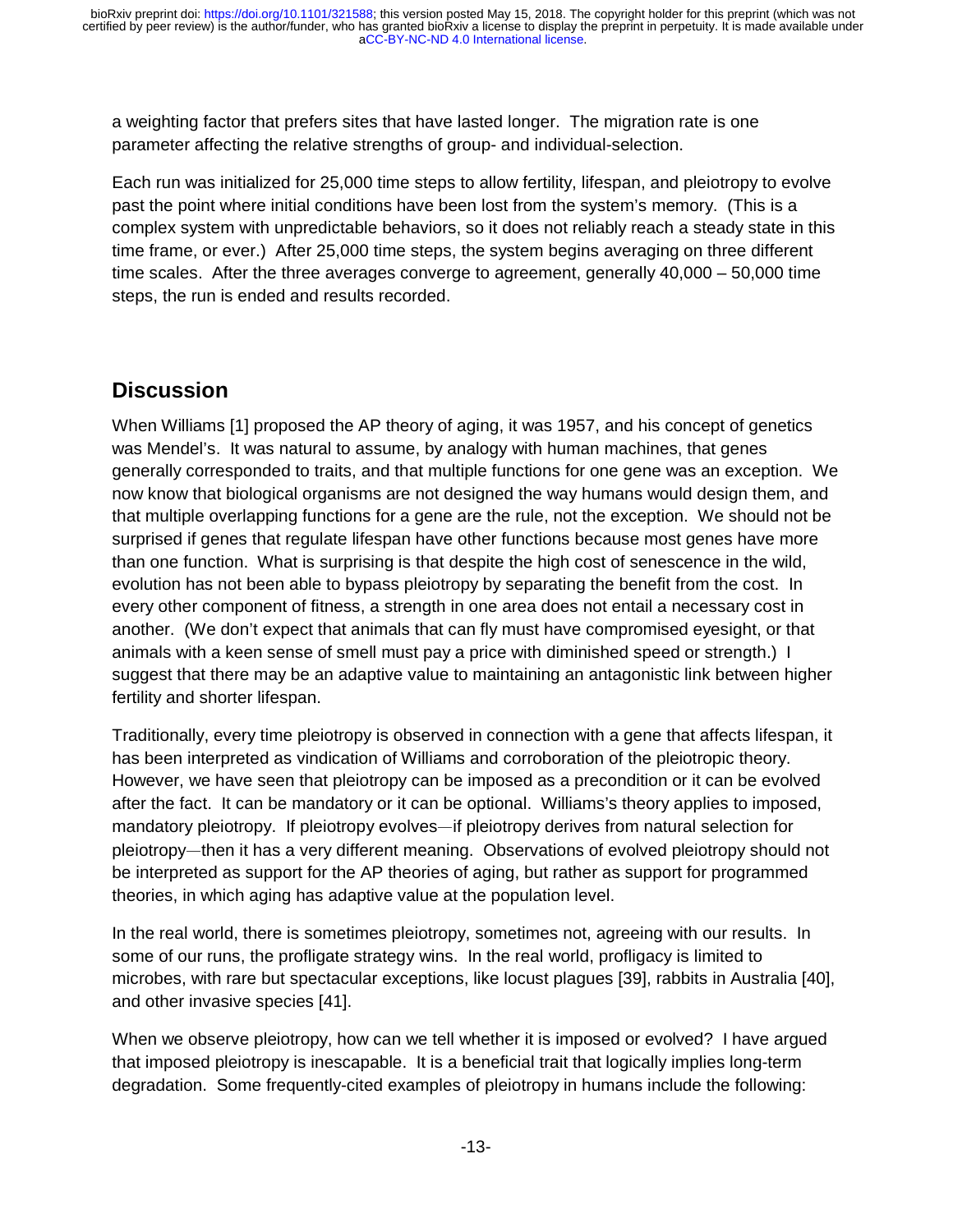a weighting factor that prefers sites that have lasted longer. The migration rate is one parameter affecting the relative strengths of group- and individual-selection.

Each run was initialized for 25,000 time steps to allow fertility, lifespan, and pleiotropy to evolve past the point where initial conditions have been lost from the system's memory. (This is a complex system with unpredictable behaviors, so it does not reliably reach a steady state in this time frame, or ever.) After 25,000 time steps, the system begins averaging on three different time scales. After the three averages converge to agreement, generally 40,000 – 50,000 time steps, the run is ended and results recorded.

## Discussion

When Williams [1] proposed the AP theory of aging, it was 1957, and his concept of genetics was Mendel's. It was natural to assume, by analogy with human machines, that genes generally corresponded to traits, and that multiple functions for one gene was an exception. We now know that biological organisms are not designed the way humans would design them, and that multiple overlapping functions for a gene are the rule, not the exception. We should not be surprised if genes that regulate lifespan have other functions because most genes have more than one function. What is surprising is that despite the high cost of senescence in the wild, evolution has not been able to bypass pleiotropy by separating the benefit from the cost. In every other component of fitness, a strength in one area does not entail a necessary cost in another. (We don't expect that animals that can fly must have compromised eyesight, or that animals with a keen sense of smell must pay a price with diminished speed or strength.) I suggest that there may be an adaptive value to maintaining an antagonistic link between higher fertility and shorter lifespan.

Traditionally, every time pleiotropy is observed in connection with a gene that affects lifespan, it has been interpreted as vindication of Williams and corroboration of the pleiotropic theory. However, we have seen that pleiotropy can be imposed as a precondition or it can be evolved after the fact. It can be mandatory or it can be optional. Williams's theory applies to imposed, mandatory pleiotropy. If pleiotropy evolves—if pleiotropy derives from natural selection for pleiotropy—then it has a very different meaning. Observations of evolved pleiotropy should not be interpreted as support for the AP theories of aging, but rather as support for programmed theories, in which aging has adaptive value at the population level.

In the real world, there is sometimes pleiotropy, sometimes not, agreeing with our results. In some of our runs, the profligate strategy wins. In the real world, profligacy is limited to microbes, with rare but spectacular exceptions, like locust plagues [39], rabbits in Australia [40], and other invasive species [41].

When we observe pleiotropy, how can we tell whether it is imposed or evolved? I have argued that imposed pleiotropy is inescapable. It is a beneficial trait that logically implies long-term degradation. Some frequently-cited examples of pleiotropy in humans include the following: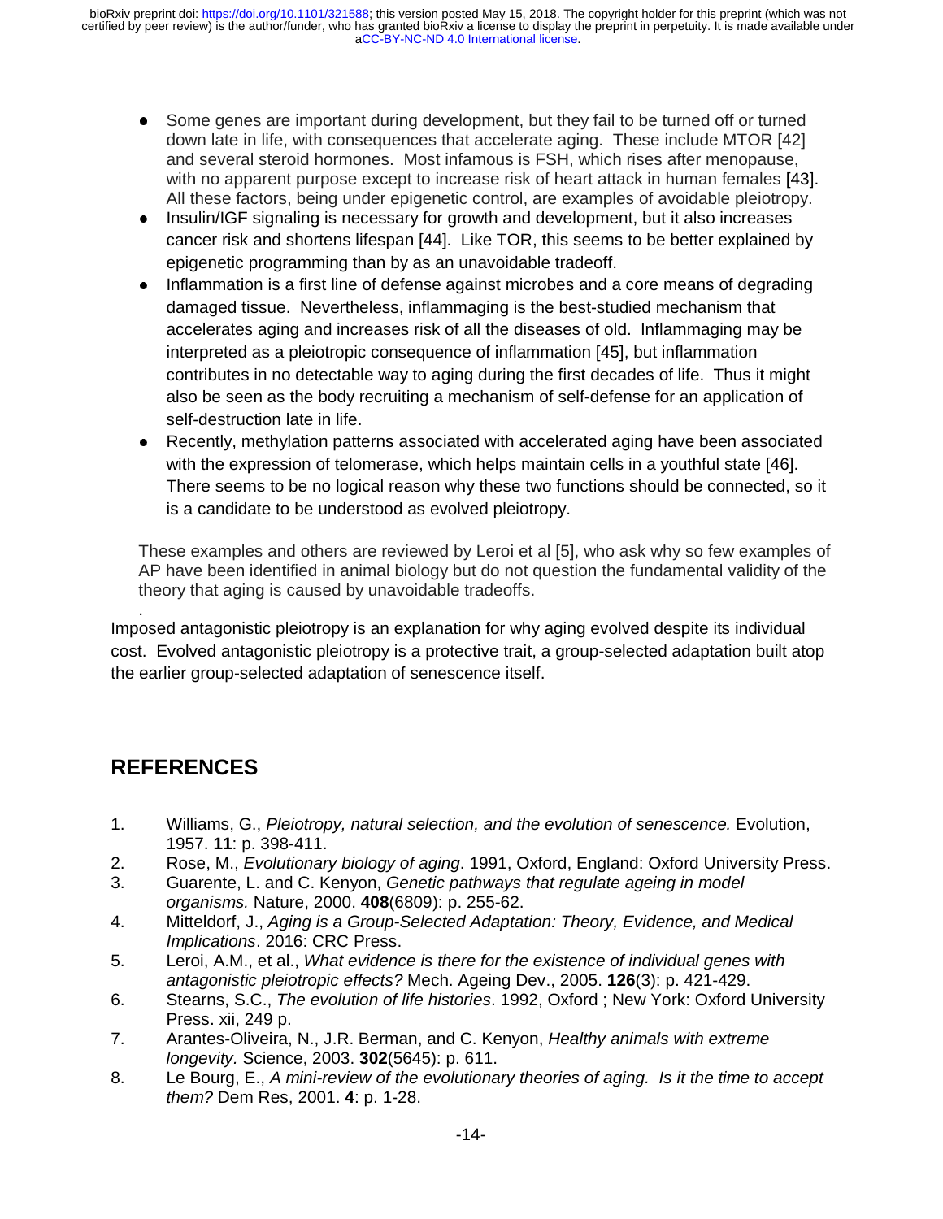- Some genes are important during development, but they fail to be turned off or turned down late in life, with consequences that accelerate aging. These include MTOR [42] and several steroid hormones. Most infamous is FSH, which rises after menopause, with no apparent purpose except to increase risk of heart attack in human females [43]. All these factors, being under epigenetic control, are examples of avoidable pleiotropy.
- Insulin/IGF signaling is necessary for growth and development, but it also increases cancer risk and shortens lifespan [44]. Like TOR, this seems to be better explained by epigenetic programming than by as an unavoidable tradeoff.
- Inflammation is a first line of defense against microbes and a core means of degrading damaged tissue. Nevertheless, inflammaging is the best-studied mechanism that accelerates aging and increases risk of all the diseases of old. Inflammaging may be interpreted as a pleiotropic consequence of inflammation [45], but inflammation contributes in no detectable way to aging during the first decades of life. Thus it might also be seen as the body recruiting a mechanism of self-defense for an application of self-destruction late in life.
- Recently, methylation patterns associated with accelerated aging have been associated with the expression of telomerase, which helps maintain cells in a youthful state [46]. There seems to be no logical reason why these two functions should be connected, so it is a candidate to be understood as evolved pleiotropy.

These examples and others are reviewed by Leroi et al [5], who ask why so few examples of AP have been identified in animal biology but do not question the fundamental validity of the theory that aging is caused by unavoidable tradeoffs.

.

Imposed antagonistic pleiotropy is an explanation for why aging evolved despite its individual cost. Evolved antagonistic pleiotropy is a protective trait, a group-selected adaptation built atop the earlier group-selected adaptation of senescence itself.

## REFERENCES

1. Williams, G., *Pleiotropy, natural selection, and the evolution of senescence.* Evolution, 1957. **11**: p. 398-411.
2. Rose, M., *Evolutionary biology of aging*. 1991, Oxford, England: Oxford University Press.
3. Guarente, L. and C. Kenyon, *Genetic pathways that regulate ageing in model organisms.* Nature, 2000. **408**(6809): p. 255-62.
4. Mitteldorf, J., *Aging is a Group-Selected Adaptation: Theory, Evidence, and Medical Implications*. 2016: CRC Press.
5. Leroi, A.M., et al., *What evidence is there for the existence of individual genes with antagonistic pleiotropic effects?* Mech. Ageing Dev., 2005. **126**(3): p. 421-429.
6. Stearns, S.C., *The evolution of life histories*. 1992, Oxford ; New York: Oxford University Press. xii, 249 p.
7. Arantes-Oliveira, N., J.R. Berman, and C. Kenyon, *Healthy animals with extreme longevity.* Science, 2003. **302**(5645): p. 611.
8. Le Bourg, E., *A mini-review of the evolutionary theories of aging. Is it the time to accept them?* Dem Res, 2001. **4**: p. 1-28.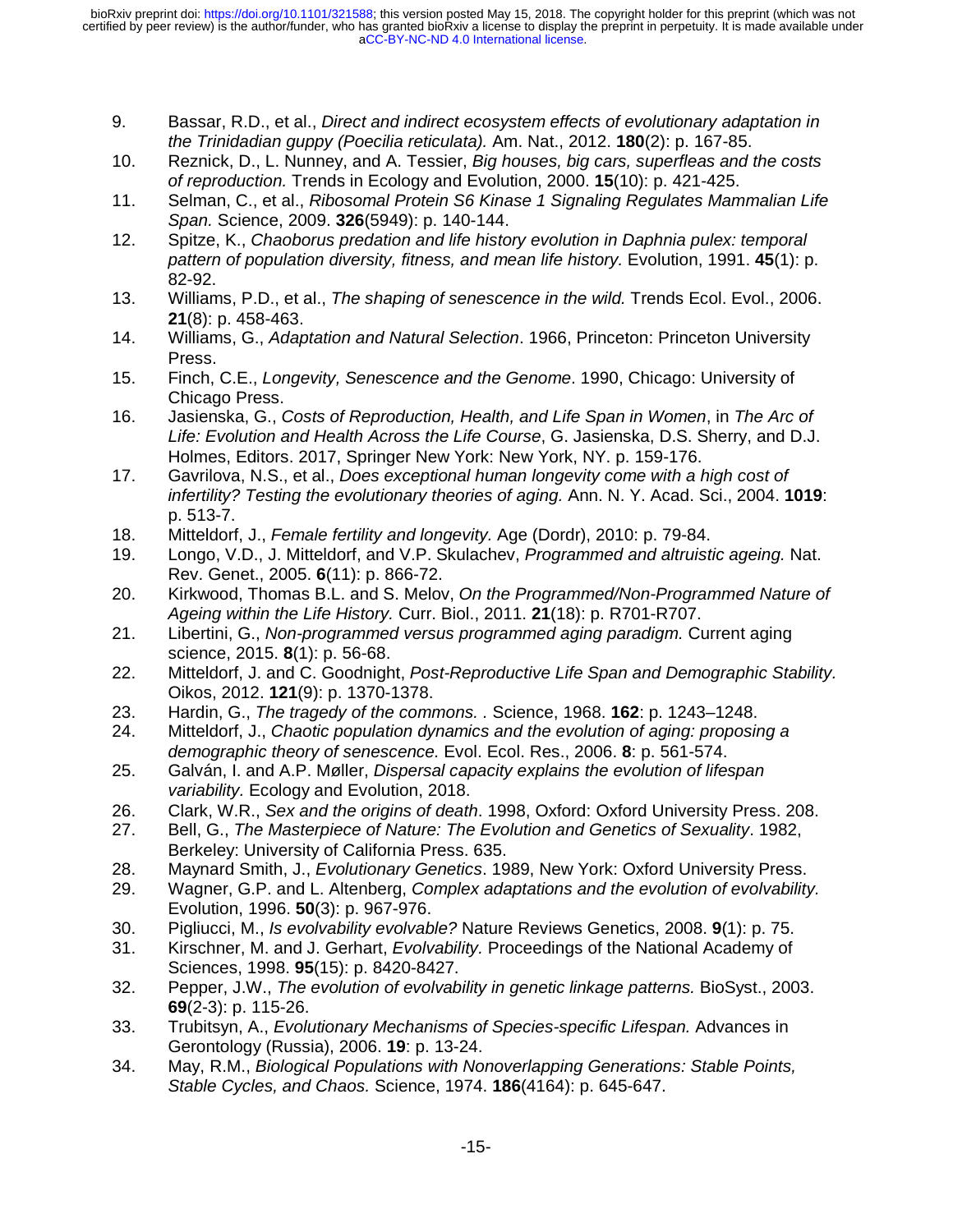9. Bassar, R.D., et al., *Direct and indirect ecosystem effects of evolutionary adaptation in the Trinidadian guppy (Poecilia reticulata).* Am. Nat., 2012. **180**(2): p. 167-85.
10. Reznick, D., L. Nunney, and A. Tessier, *Big houses, big cars, superfleas and the costs of reproduction.* Trends in Ecology and Evolution, 2000. **15**(10): p. 421-425.
11. Selman, C., et al., *Ribosomal Protein S6 Kinase 1 Signaling Regulates Mammalian Life Span.* Science, 2009. **326**(5949): p. 140-144.
12. Spitze, K., *Chaoborus predation and life history evolution in Daphnia pulex: temporal pattern of population diversity, fitness, and mean life history.* Evolution, 1991. **45**(1): p. 82-92.
13. Williams, P.D., et al., *The shaping of senescence in the wild.* Trends Ecol. Evol., 2006. **21**(8): p. 458-463.
14. Williams, G., *Adaptation and Natural Selection*. 1966, Princeton: Princeton University Press.
15. Finch, C.E., *Longevity, Senescence and the Genome*. 1990, Chicago: University of Chicago Press.
16. Jasienska, G., *Costs of Reproduction, Health, and Life Span in Women*, in *The Arc of Life: Evolution and Health Across the Life Course*, G. Jasienska, D.S. Sherry, and D.J. Holmes, Editors. 2017, Springer New York: New York, NY. p. 159-176.
17. Gavrilova, N.S., et al., *Does exceptional human longevity come with a high cost of infertility? Testing the evolutionary theories of aging.* Ann. N. Y. Acad. Sci., 2004. **1019**: p. 513-7.
18. Mitteldorf, J., *Female fertility and longevity.* Age (Dordr), 2010: p. 79-84.
19. Longo, V.D., J. Mitteldorf, and V.P. Skulachev, *Programmed and altruistic ageing.* Nat. Rev. Genet., 2005. **6**(11): p. 866-72.
20. Kirkwood, Thomas B.L. and S. Melov, *On the Programmed/Non-Programmed Nature of Ageing within the Life History.* Curr. Biol., 2011. **21**(18): p. R701-R707.
21. Libertini, G., *Non-programmed versus programmed aging paradigm.* Current aging science, 2015. **8**(1): p. 56-68.
22. Mitteldorf, J. and C. Goodnight, *Post-Reproductive Life Span and Demographic Stability.* Oikos, 2012. **121**(9): p. 1370-1378.
23. Hardin, G., *The tragedy of the commons.* . Science, 1968. **162**: p. 1243–1248.
24. Mitteldorf, J., *Chaotic population dynamics and the evolution of aging: proposing a demographic theory of senescence.* Evol. Ecol. Res., 2006. **8**: p. 561-574.
25. Galván, I. and A.P. Møller, *Dispersal capacity explains the evolution of lifespan variability.* Ecology and Evolution, 2018.
26. Clark, W.R., *Sex and the origins of death*. 1998, Oxford: Oxford University Press. 208.
27. Bell, G., *The Masterpiece of Nature: The Evolution and Genetics of Sexuality*. 1982, Berkeley: University of California Press. 635.
28. Maynard Smith, J., *Evolutionary Genetics*. 1989, New York: Oxford University Press.
29. Wagner, G.P. and L. Altenberg, *Complex adaptations and the evolution of evolvability.* Evolution, 1996. **50**(3): p. 967-976.
30. Pigliucci, M., *Is evolvability evolvable?* Nature Reviews Genetics, 2008. **9**(1): p. 75.
31. Kirschner, M. and J. Gerhart, *Evolvability.* Proceedings of the National Academy of Sciences, 1998. **95**(15): p. 8420-8427.
32. Pepper, J.W., *The evolution of evolvability in genetic linkage patterns.* BioSyst., 2003. **69**(2-3): p. 115-26.
33. Trubitsyn, A., *Evolutionary Mechanisms of Species-specific Lifespan.* Advances in Gerontology (Russia), 2006. **19**: p. 13-24.
34. May, R.M., *Biological Populations with Nonoverlapping Generations: Stable Points, Stable Cycles, and Chaos.* Science, 1974. **186**(4164): p. 645-647.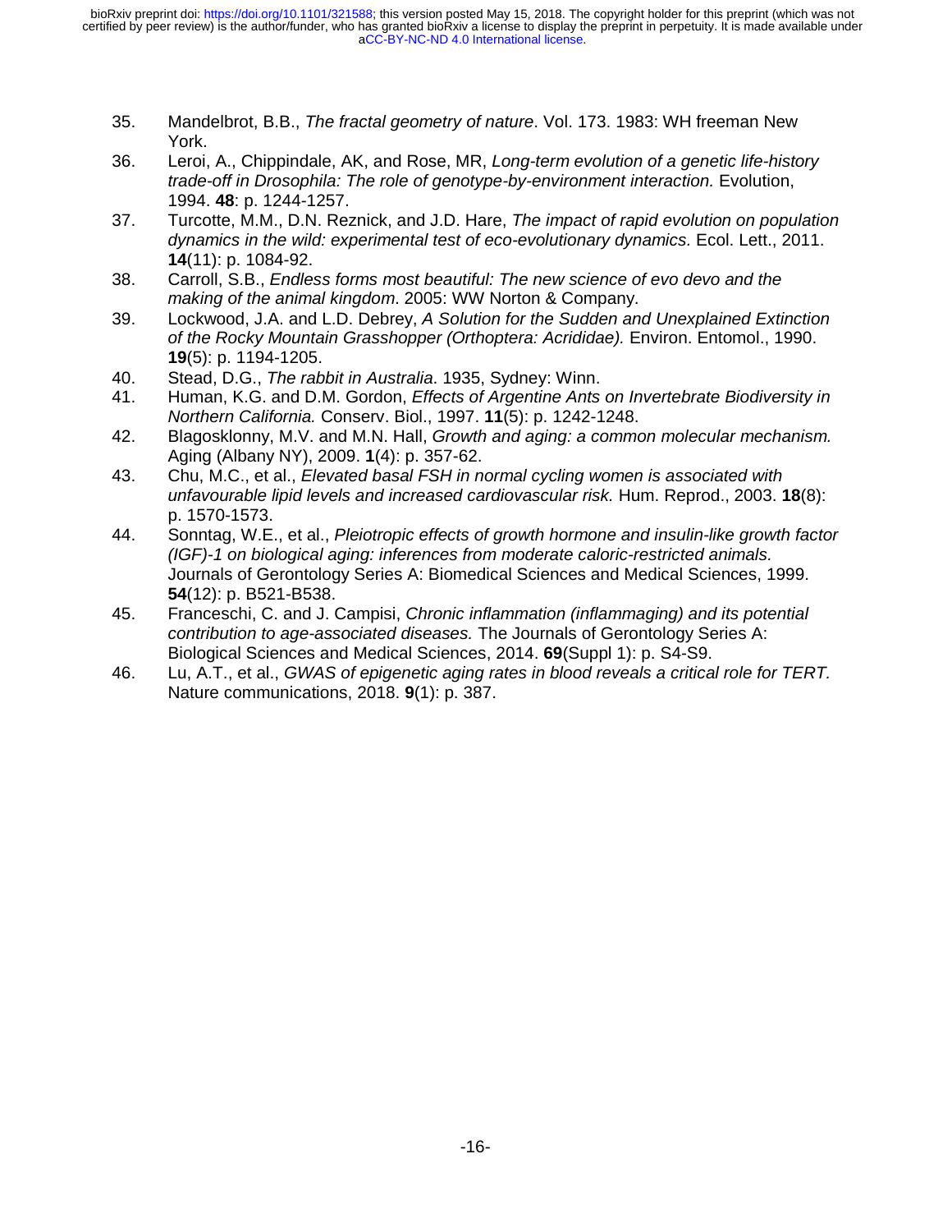35. Mandelbrot, B.B., *The fractal geometry of nature*. Vol. 173. 1983: WH freeman New York.
36. Leroi, A., Chippindale, AK, and Rose, MR, *Long-term evolution of a genetic life-history trade-off in Drosophila: The role of genotype-by-environment interaction.* Evolution, 1994. **48**: p. 1244-1257.
37. Turcotte, M.M., D.N. Reznick, and J.D. Hare, *The impact of rapid evolution on population dynamics in the wild: experimental test of eco-evolutionary dynamics.* Ecol. Lett., 2011. **14**(11): p. 1084-92.
38. Carroll, S.B., *Endless forms most beautiful: The new science of evo devo and the making of the animal kingdom*. 2005: WW Norton & Company.
39. Lockwood, J.A. and L.D. Debrey, *A Solution for the Sudden and Unexplained Extinction of the Rocky Mountain Grasshopper (Orthoptera: Acrididae).* Environ. Entomol., 1990. **19**(5): p. 1194-1205.
40. Stead, D.G., *The rabbit in Australia*. 1935, Sydney: Winn.
41. Human, K.G. and D.M. Gordon, *Effects of Argentine Ants on Invertebrate Biodiversity in Northern California.* Conserv. Biol., 1997. **11**(5): p. 1242-1248.
42. Blagosklonny, M.V. and M.N. Hall, *Growth and aging: a common molecular mechanism.* Aging (Albany NY), 2009. **1**(4): p. 357-62.
43. Chu, M.C., et al., *Elevated basal FSH in normal cycling women is associated with unfavourable lipid levels and increased cardiovascular risk.* Hum. Reprod., 2003. **18**(8): p. 1570-1573.
44. Sonntag, W.E., et al., *Pleiotropic effects of growth hormone and insulin-like growth factor (IGF)-1 on biological aging: inferences from moderate caloric-restricted animals.* Journals of Gerontology Series A: Biomedical Sciences and Medical Sciences, 1999. **54**(12): p. B521-B538.
45. Franceschi, C. and J. Campisi, *Chronic inflammation (inflammaging) and its potential contribution to age-associated diseases.* The Journals of Gerontology Series A: Biological Sciences and Medical Sciences, 2014. **69**(Suppl 1): p. S4-S9.
46. Lu, A.T., et al., *GWAS of epigenetic aging rates in blood reveals a critical role for TERT.* Nature communications, 2018. **9**(1): p. 387.